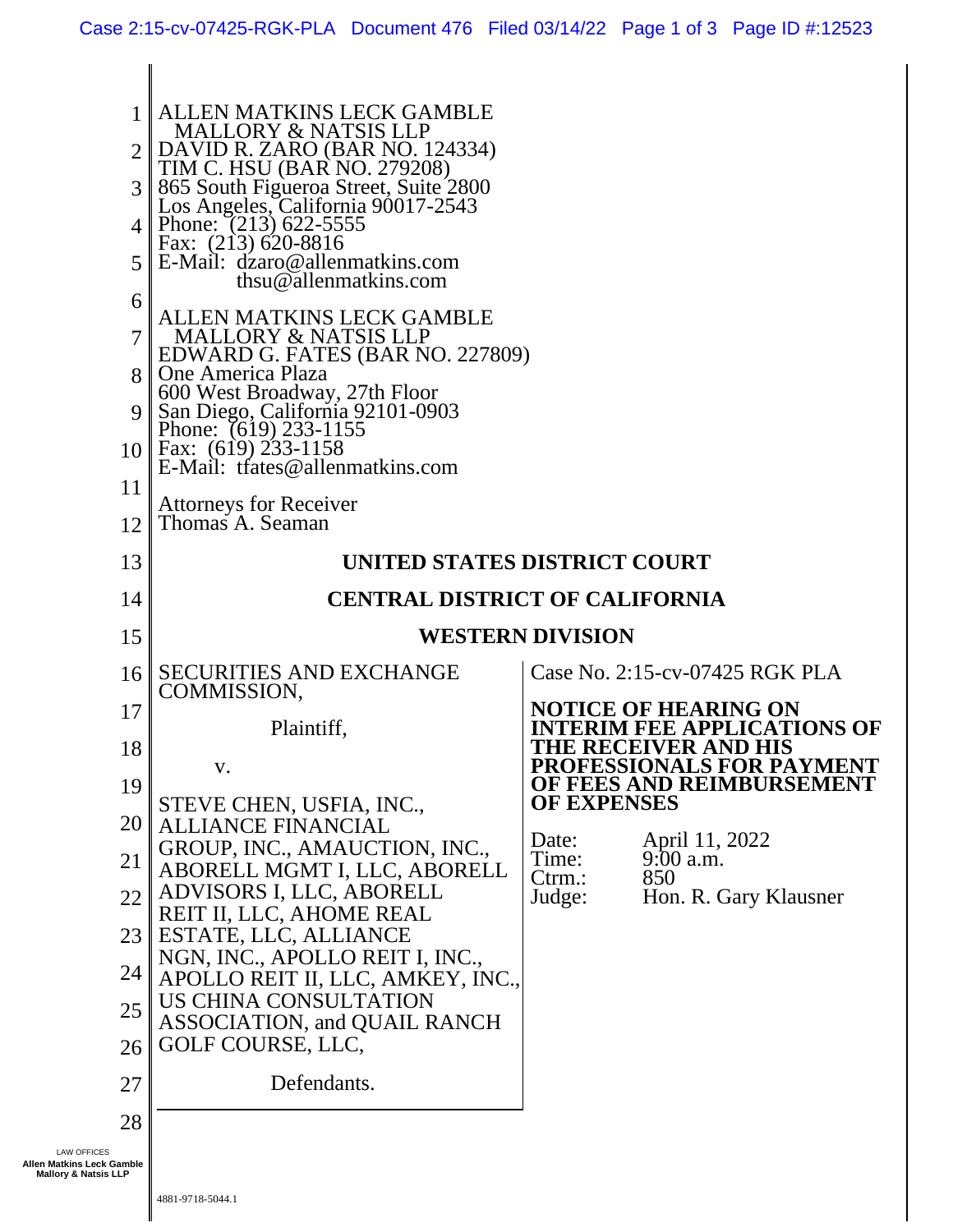ALLEN MATKINS LECK GAMBLE
MALLORY & NATSIS LLP
DAVID R. ZARO (BAR NO. 124334)
TIM C. HSU (BAR NO. 279208)
865 South Figueroa Street, Suite 2800
Los Angeles, California 90017-2543
Phone: (213) 622-5555
Fax: (213) 620-8816
E-Mail: dzaro@allenmatkins.com
thsu@allenmatkins.com

ALLEN MATKINS LECK GAMBLE
MALLORY & NATSIS LLP
EDWARD G. FATES (BAR NO. 227809)
One America Plaza
600 West Broadway, 27th Floor
San Diego, California 92101-0903
Phone: (619) 233-1155
Fax: (619) 233-1158
E-Mail: tfates@allenmatkins.com

Attorneys for Receiver
Thomas A. Seaman

**UNITED STATES DISTRICT COURT**

**CENTRAL DISTRICT OF CALIFORNIA**

**WESTERN DIVISION**

SECURITIES AND EXCHANGE COMMISSION,

Plaintiff,

v.

STEVE CHEN, USFIA, INC., ALLIANCE FINANCIAL GROUP, INC., AMAUCTION, INC., ABORELL MGMT I, LLC, ABORELL ADVISORS I, LLC, ABORELL REIT II, LLC, AHOME REAL ESTATE, LLC, ALLIANCE NGN, INC., APOLLO REIT I, INC., APOLLO REIT II, LLC, AMKEY, INC., US CHINA CONSULTATION ASSOCIATION, and QUAIL RANCH GOLF COURSE, LLC,

Defendants.

Case No. 2:15-cv-07425 RGK PLA

**NOTICE OF HEARING ON INTERIM FEE APPLICATIONS OF THE RECEIVER AND HIS PROFESSIONALS FOR PAYMENT OF FEES AND REIMBURSEMENT OF EXPENSES**

Date: April 11, 2022
Time: 9:00 a.m.
Ctrm.: 850
Judge: Hon. R. Gary Klausner

4881-9718-5044.1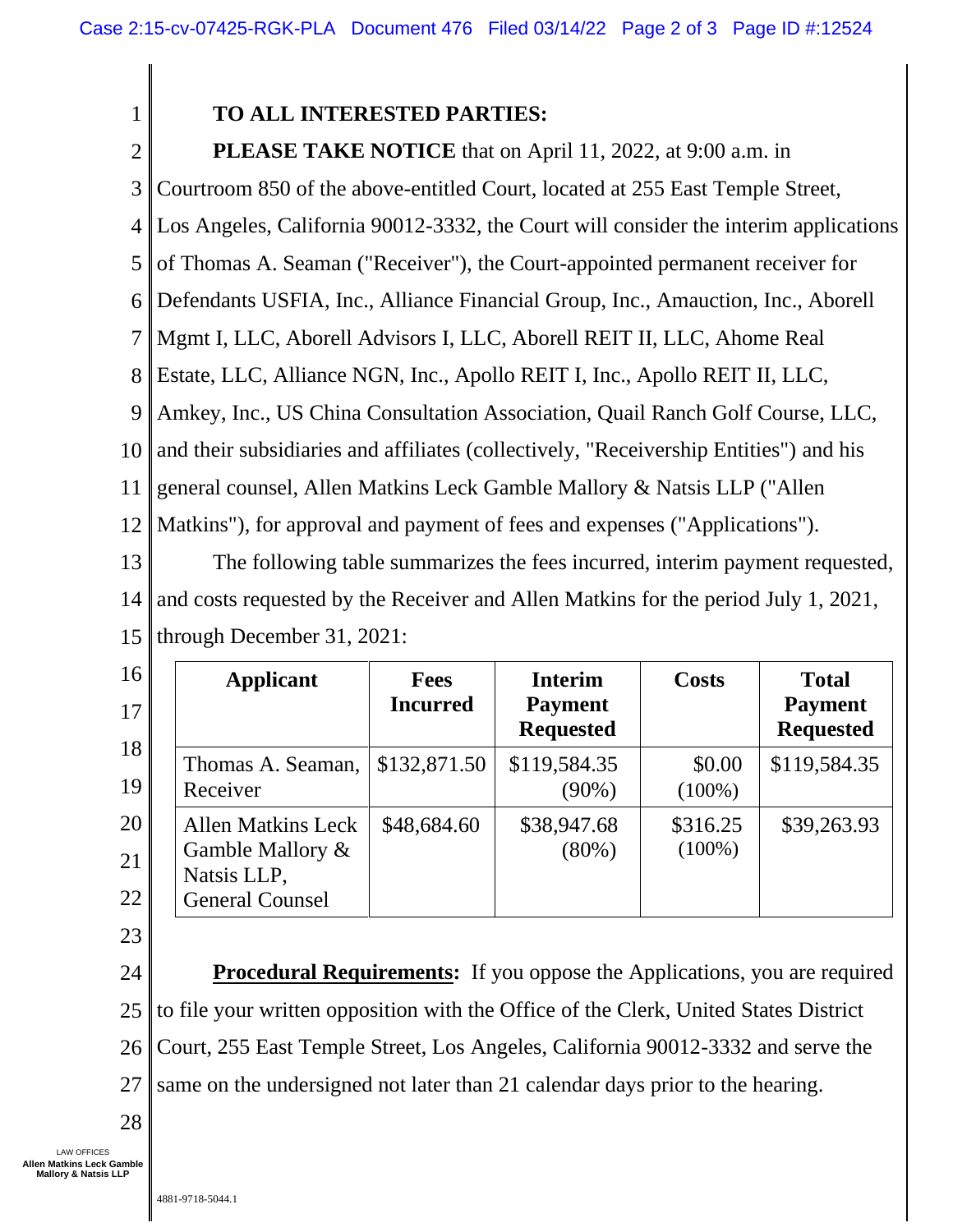**TO ALL INTERESTED PARTIES:**

**PLEASE TAKE NOTICE** that on April 11, 2022, at 9:00 a.m. in Courtroom 850 of the above-entitled Court, located at 255 East Temple Street, Los Angeles, California 90012-3332, the Court will consider the interim applications of Thomas A. Seaman ("Receiver"), the Court-appointed permanent receiver for Defendants USFIA, Inc., Alliance Financial Group, Inc., Amauction, Inc., Aborell Mgmt I, LLC, Aborell Advisors I, LLC, Aborell REIT II, LLC, Ahome Real Estate, LLC, Alliance NGN, Inc., Apollo REIT I, Inc., Apollo REIT II, LLC, Amkey, Inc., US China Consultation Association, Quail Ranch Golf Course, LLC, and their subsidiaries and affiliates (collectively, "Receivership Entities") and his general counsel, Allen Matkins Leck Gamble Mallory & Natsis LLP ("Allen Matkins"), for approval and payment of fees and expenses ("Applications").

The following table summarizes the fees incurred, interim payment requested, and costs requested by the Receiver and Allen Matkins for the period July 1, 2021, through December 31, 2021:

| Applicant | Fees Incurred | Interim Payment Requested | Costs | Total Payment Requested |
|---|---|---|---|---|
| Thomas A. Seaman, Receiver | $132,871.50 | $119,584.35 (90%) | $0.00 (100%) | $119,584.35 |
| Allen Matkins Leck Gamble Mallory & Natsis LLP, General Counsel | $48,684.60 | $38,947.68 (80%) | $316.25 (100%) | $39,263.93 |

**Procedural Requirements:** If you oppose the Applications, you are required to file your written opposition with the Office of the Clerk, United States District Court, 255 East Temple Street, Los Angeles, California 90012-3332 and serve the same on the undersigned not later than 21 calendar days prior to the hearing.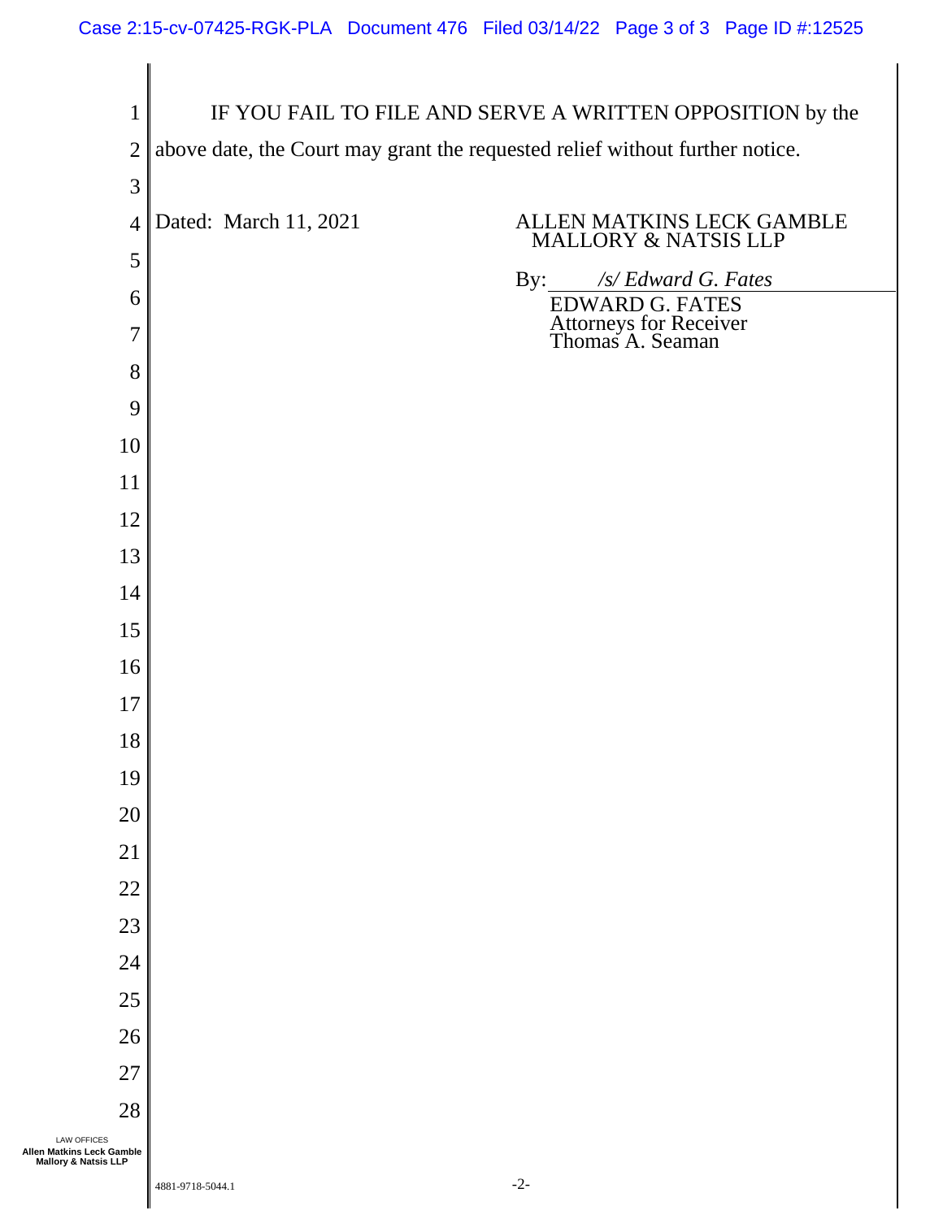IF YOU FAIL TO FILE AND SERVE A WRITTEN OPPOSITION by the above date, the Court may grant the requested relief without further notice.

Dated: March 11, 2021

ALLEN MATKINS LECK GAMBLE MALLORY & NATSIS LLP

By: */s/ Edward G. Fates*
EDWARD G. FATES
Attorneys for Receiver
Thomas A. Seaman

4881-9718-5044.1